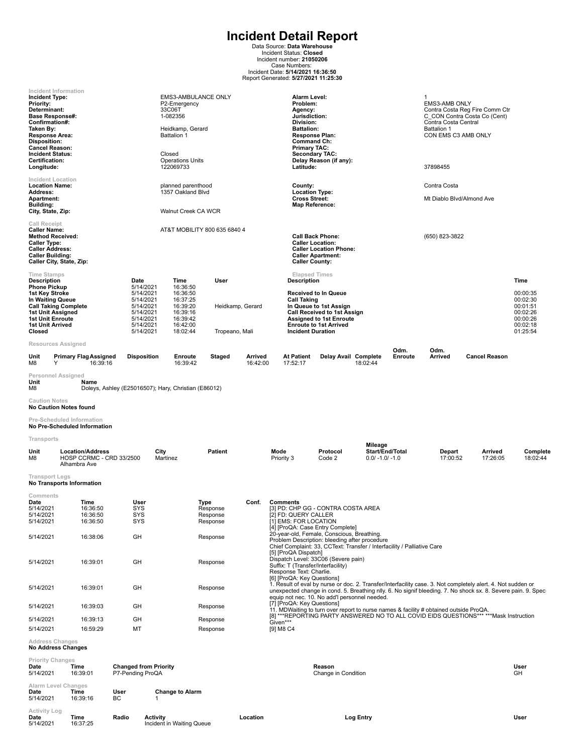# Incident Detail Report

Data Source: **Data Warehouse**
Incident Status: **Closed**
Incident number: **21050206**
Case Numbers:
Incident Date: **5/14/2021 16:36:50**
Report Generated: **5/27/2021 11:25:30**

### Incident Information

| | | | |
|---|---|---|---|
| **Incident Type:** | EMS3-AMBULANCE ONLY | **Alarm Level:** | 1 |
| **Priority:** | P2-Emergency | **Problem:** | EMS3-AMB ONLY |
| **Determinant:** | 33C06T | **Agency:** | Contra Costa Reg Fire Comm Ctr |
| **Base Response#:** | 1-082356 | **Jurisdiction:** | C_CON Contra Costa Co (Cent) |
| **Confirmation#:** | | **Division:** | Contra Costa Central |
| **Taken By:** | Heidkamp, Gerard | **Battalion:** | Battalion 1 |
| **Response Area:** | Battalion 1 | **Response Plan:** | CON EMS C3 AMB ONLY |
| **Disposition:** | | **Command Ch:** | |
| **Cancel Reason:** | | **Primary TAC:** | |
| **Incident Status:** | Closed | **Secondary TAC:** | |
| **Certification:** | Operations Units | **Delay Reason (if any):** | |
| **Longitude:** | 122069733 | **Latitude:** | 37898455 |

### Incident Location

| | | | |
|---|---|---|---|
| **Location Name:** | planned parenthood | **County:** | Contra Costa |
| **Address:** | 1357 Oakland Blvd | **Location Type:** | |
| **Apartment:** | | **Cross Street:** | Mt Diablo Blvd/Almond Ave |
| **Building:** | | **Map Reference:** | |
| **City, State, Zip:** | Walnut Creek CA WCR | | |

### Call Receipt

| | | | |
|---|---|---|---|
| **Caller Name:** | AT&T MOBILITY 800 635 6840 4 | | |
| **Method Received:** | | **Call Back Phone:** | (650) 823-3822 |
| **Caller Type:** | | **Caller Location:** | |
| **Caller Address:** | | **Caller Location Phone:** | |
| **Caller Building:** | | **Caller Apartment:** | |
| **Caller City, State, Zip:** | | **Caller County:** | |

### Time Stamps

| Description | Date | Time | User |
|---|---|---|---|
| Phone Pickup | 5/14/2021 | 16:36:50 | |
| 1st Key Stroke | 5/14/2021 | 16:36:50 | |
| In Waiting Queue | 5/14/2021 | 16:37:25 | |
| Call Taking Complete | 5/14/2021 | 16:39:20 | Heidkamp, Gerard |
| 1st Unit Assigned | 5/14/2021 | 16:39:16 | |
| 1st Unit Enroute | 5/14/2021 | 16:39:42 | |
| 1st Unit Arrived | 5/14/2021 | 16:42:00 | |
| Closed | 5/14/2021 | 18:02:44 | Tropeano, Mali |

### Elapsed Times

| Description | Time |
|---|---|
| Received to In Queue | 00:00:35 |
| Call Taking | 00:02:30 |
| In Queue to 1st Assign | 00:01:51 |
| Call Received to 1st Assign | 00:02:26 |
| Assigned to 1st Enroute | 00:00:26 |
| Enroute to 1st Arrived | 00:02:18 |
| Incident Duration | 01:25:54 |

### Resources Assigned

| Unit | Primary Flag | Assigned | Disposition | Enroute | Staged | Arrived | At Patient | Delay Avail | Complete | Odm. Enroute | Odm. Arrived | Cancel Reason |
|---|---|---|---|---|---|---|---|---|---|---|---|---|
| M8 | Y | 16:39:16 | | 16:39:42 | | 16:42:00 | 17:52:17 | | 18:02:44 | | | |

### Personnel Assigned

| Unit | Name |
|---|---|
| M8 | Doleys, Ashley (E25016507); Hary, Christian (E86012) |

### Caution Notes
**No Caution Notes found**

### Pre-Scheduled Information
**No Pre-Scheduled Information**

### Transports

| Unit | Location/Address | City | Patient | Mode | Protocol | Mileage Start/End/Total | Depart | Arrived | Complete |
|---|---|---|---|---|---|---|---|---|---|
| M8 | HOSP CCRMC - CRD 33/2500 Alhambra Ave | Martinez | | Priority 3 | Code 2 | 0.0/ -1.0/ -1.0 | 17:00:52 | 17:26:05 | 18:02:44 |

### Transport Legs
**No Transports Information**

### Comments

| Date | Time | User | Type | Conf. | Comments |
|---|---|---|---|---|---|
| 5/14/2021 | 16:36:50 | SYS | Response | | [3] PD: CHP GG - CONTRA COSTA AREA |
| 5/14/2021 | 16:36:50 | SYS | Response | | [2] FD: QUERY CALLER |
| 5/14/2021 | 16:36:50 | SYS | Response | | [1] EMS: FOR LOCATION |
| 5/14/2021 | 16:38:06 | GH | Response | | [4] [ProQA: Case Entry Complete] 20-year-old, Female, Conscious, Breathing. Problem Description: bleeding after procedure Chief Complaint: 33, CCText: Transfer / Interfacility / Palliative Care |
| 5/14/2021 | 16:39:01 | GH | Response | | [5] [ProQA Dispatch] Dispatch Level: 33C06 (Severe pain) Suffix: T (Transfer/Interfacility) Response Text: Charlie. |
| 5/14/2021 | 16:39:01 | GH | Response | | [6] [ProQA: Key Questions] 1. Result of eval by nurse or doc. 2. Transfer/Interfacility case. 3. Not completely alert. 4. Not sudden or unexpected change in cond. 5. Breathing nlly. 6. No signif bleeding. 7. No shock sx. 8. Severe pain. 9. Spec equip not nec. 10. No add'l personnel needed. |
| 5/14/2021 | 16:39:03 | GH | Response | | [7] [ProQA: Key Questions] 11. MDWaiting to turn over report to nurse names & facility # obtained outside ProQA. |
| 5/14/2021 | 16:39:13 | GH | Response | | [8] ***REPORTING PARTY ANSWERED NO TO ALL COVID EIDS QUESTIONS*** ***Mask Instruction Given*** |
| 5/14/2021 | 16:59:29 | MT | Response | | [9] M8 C4 |

### Address Changes
**No Address Changes**

### Priority Changes

| Date | Time | Changed from Priority | Reason | User |
|---|---|---|---|---|
| 5/14/2021 | 16:39:01 | P7-Pending ProQA | Change in Condition | GH |

### Alarm Level Changes

| Date | Time | User | Change to Alarm |
|---|---|---|---|
| 5/14/2021 | 16:39:16 | BC | 1 |

### Activity Log

| Date | Time | Radio | Activity | Location | Log Entry | User |
|---|---|---|---|---|---|---|
| 5/14/2021 | 16:37:25 | | Incident in Waiting Queue | | | |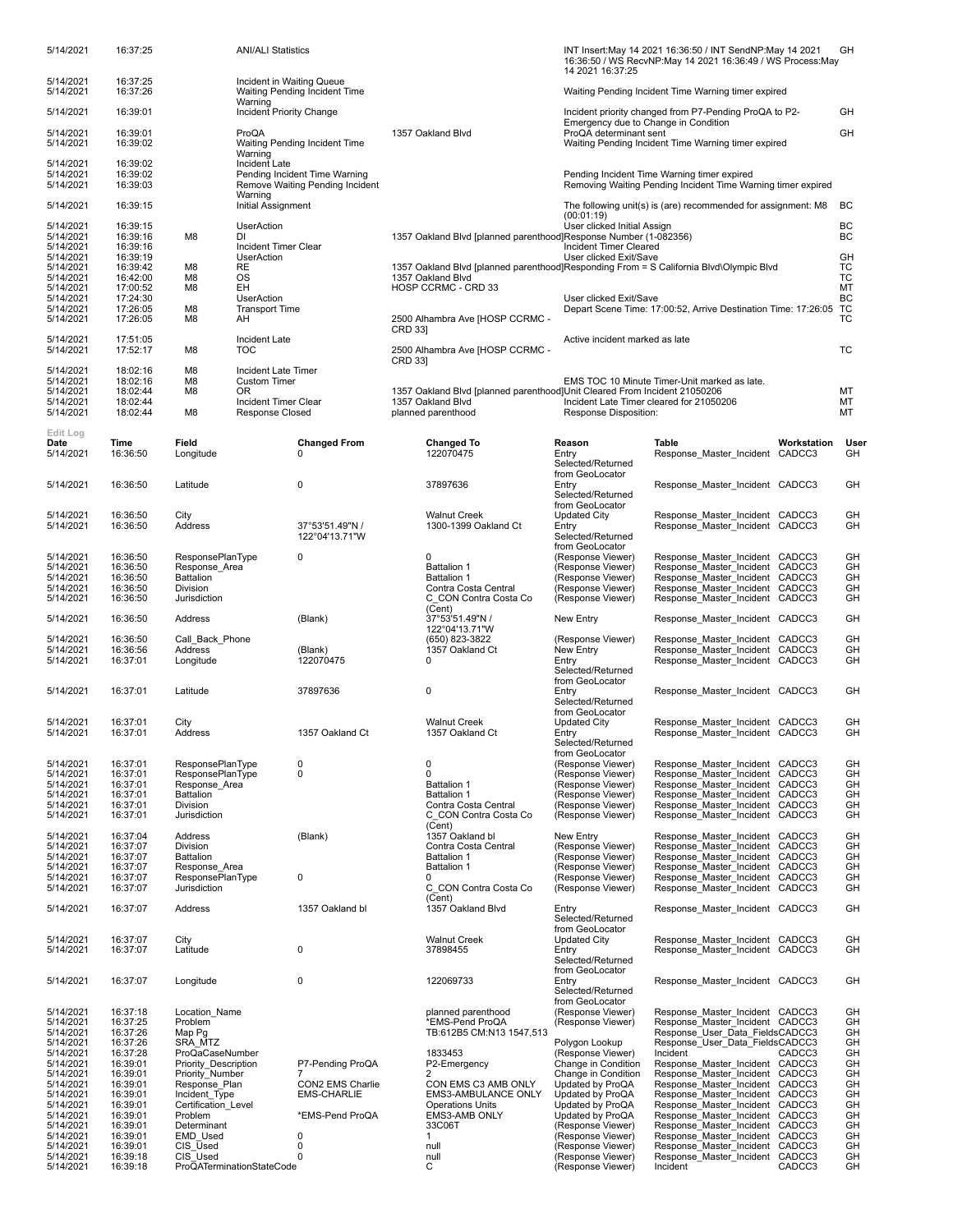| Date | Time | Unit | Action | Location | Comment | User |
|---|---|---|---|---|---|---|
| 5/14/2021 | 16:37:25 | | ANI/ALI Statistics | | INT Insert:May 14 2021 16:36:50 / INT SendNP:May 14 2021 16:36:50 / WS RecvNP:May 14 2021 16:36:49 / WS Process:May 14 2021 16:37:25 | GH |
| 5/14/2021 | 16:37:25 | | Incident in Waiting Queue | | | |
| 5/14/2021 | 16:37:26 | | Waiting Pending Incident Time Warning | | Waiting Pending Incident Time Warning timer expired | |
| 5/14/2021 | 16:39:01 | | Incident Priority Change | | Incident priority changed from P7-Pending ProQA to P2-Emergency due to Change in Condition | GH |
| 5/14/2021 | 16:39:01 | | ProQA | 1357 Oakland Blvd | ProQA determinant sent | GH |
| 5/14/2021 | 16:39:02 | | Waiting Pending Incident Time Warning | | Waiting Pending Incident Time Warning timer expired | |
| 5/14/2021 | 16:39:02 | | Incident Late | | | |
| 5/14/2021 | 16:39:02 | | Pending Incident Time Warning | | Pending Incident Time Warning timer expired | |
| 5/14/2021 | 16:39:03 | | Remove Waiting Pending Incident Warning | | Removing Waiting Pending Incident Time Warning timer expired | |
| 5/14/2021 | 16:39:15 | | Initial Assignment | | The following unit(s) is (are) recommended for assignment: M8 (00:01:19) | BC |
| 5/14/2021 | 16:39:15 | | UserAction | | User clicked Initial Assign | BC |
| 5/14/2021 | 16:39:16 | M8 | DI | 1357 Oakland Blvd [planned parenthood] | Response Number (1-082356) | BC |
| 5/14/2021 | 16:39:16 | | Incident Timer Clear | | Incident Timer Cleared | |
| 5/14/2021 | 16:39:19 | | UserAction | | User clicked Exit/Save | GH |
| 5/14/2021 | 16:39:42 | M8 | RE | 1357 Oakland Blvd [planned parenthood] | Responding From = S California Blvd\Olympic Blvd | TC |
| 5/14/2021 | 16:42:00 | M8 | OS | 1357 Oakland Blvd | | TC |
| 5/14/2021 | 17:00:52 | M8 | EH | HOSP CCRMC - CRD 33 | | MT |
| 5/14/2021 | 17:24:30 | | UserAction | | User clicked Exit/Save | BC |
| 5/14/2021 | 17:26:05 | M8 | Transport Time | | Depart Scene Time: 17:00:52, Arrive Destination Time: 17:26:05 | TC |
| 5/14/2021 | 17:26:05 | M8 | AH | 2500 Alhambra Ave [HOSP CCRMC - CRD 33] | | TC |
| 5/14/2021 | 17:51:05 | | Incident Late | | Active incident marked as late | |
| 5/14/2021 | 17:52:17 | M8 | TOC | 2500 Alhambra Ave [HOSP CCRMC - CRD 33] | | TC |
| 5/14/2021 | 18:02:16 | M8 | Incident Late Timer | | | |
| 5/14/2021 | 18:02:16 | M8 | Custom Timer | | EMS TOC 10 Minute Timer-Unit marked as late. | |
| 5/14/2021 | 18:02:44 | M8 | OR | 1357 Oakland Blvd [planned parenthood] | Unit Cleared From Incident 21050206 | MT |
| 5/14/2021 | 18:02:44 | | Incident Timer Clear | 1357 Oakland Blvd | Incident Late Timer cleared for 21050206 | MT |
| 5/14/2021 | 18:02:44 | M8 | Response Closed | planned parenthood | Response Disposition: | MT |

**Edit Log**

| Date | Time | Field | Changed From | Changed To | Reason | Table | Workstation | User |
|---|---|---|---|---|---|---|---|---|
| 5/14/2021 | 16:36:50 | Longitude | 0 | 122070475 | Entry Selected/Returned from GeoLocator | Response_Master_Incident | CADCC3 | GH |
| 5/14/2021 | 16:36:50 | Latitude | 0 | 37897636 | Entry Selected/Returned from GeoLocator | Response_Master_Incident | CADCC3 | GH |
| 5/14/2021 | 16:36:50 | City | | Walnut Creek | Updated City | Response_Master_Incident | CADCC3 | GH |
| 5/14/2021 | 16:36:50 | Address | 37°53'51.49"N / 122°04'13.71"W | 1300-1399 Oakland Ct | Entry Selected/Returned from GeoLocator | Response_Master_Incident | CADCC3 | GH |
| 5/14/2021 | 16:36:50 | ResponsePlanType | 0 | 0 | (Response Viewer) | Response_Master_Incident | CADCC3 | GH |
| 5/14/2021 | 16:36:50 | Response_Area | | Battalion 1 | (Response Viewer) | Response_Master_Incident | CADCC3 | GH |
| 5/14/2021 | 16:36:50 | Battalion | | Battalion 1 | (Response Viewer) | Response_Master_Incident | CADCC3 | GH |
| 5/14/2021 | 16:36:50 | Division | | Contra Costa Central | (Response Viewer) | Response_Master_Incident | CADCC3 | GH |
| 5/14/2021 | 16:36:50 | Jurisdiction | | C_CON Contra Costa Co (Cent) | (Response Viewer) | Response_Master_Incident | CADCC3 | GH |
| 5/14/2021 | 16:36:50 | Address | (Blank) | 37°53'51.49"N / 122°04'13.71"W | New Entry | Response_Master_Incident | CADCC3 | GH |
| 5/14/2021 | 16:36:50 | Call_Back_Phone | | (650) 823-3822 | (Response Viewer) | Response_Master_Incident | CADCC3 | GH |
| 5/14/2021 | 16:36:56 | Address | (Blank) | 1357 Oakland Ct | New Entry | Response_Master_Incident | CADCC3 | GH |
| 5/14/2021 | 16:37:01 | Longitude | 122070475 | 0 | Entry Selected/Returned from GeoLocator | Response_Master_Incident | CADCC3 | GH |
| 5/14/2021 | 16:37:01 | Latitude | 37897636 | 0 | Entry Selected/Returned from GeoLocator | Response_Master_Incident | CADCC3 | GH |
| 5/14/2021 | 16:37:01 | City | | Walnut Creek | Updated City | Response_Master_Incident | CADCC3 | GH |
| 5/14/2021 | 16:37:01 | Address | 1357 Oakland Ct | 1357 Oakland Ct | Entry Selected/Returned from GeoLocator | Response_Master_Incident | CADCC3 | GH |
| 5/14/2021 | 16:37:01 | ResponsePlanType | 0 | 0 | (Response Viewer) | Response_Master_Incident | CADCC3 | GH |
| 5/14/2021 | 16:37:01 | ResponsePlanType | 0 | 0 | (Response Viewer) | Response_Master_Incident | CADCC3 | GH |
| 5/14/2021 | 16:37:01 | Response_Area | | Battalion 1 | (Response Viewer) | Response_Master_Incident | CADCC3 | GH |
| 5/14/2021 | 16:37:01 | Battalion | | Battalion 1 | (Response Viewer) | Response_Master_Incident | CADCC3 | GH |
| 5/14/2021 | 16:37:01 | Division | | Contra Costa Central | (Response Viewer) | Response_Master_Incident | CADCC3 | GH |
| 5/14/2021 | 16:37:01 | Jurisdiction | | C_CON Contra Costa Co (Cent) | (Response Viewer) | Response_Master_Incident | CADCC3 | GH |
| 5/14/2021 | 16:37:04 | Address | (Blank) | 1357 Oakland bl | New Entry | Response_Master_Incident | CADCC3 | GH |
| 5/14/2021 | 16:37:07 | Division | | Contra Costa Central | (Response Viewer) | Response_Master_Incident | CADCC3 | GH |
| 5/14/2021 | 16:37:07 | Battalion | | Battalion 1 | (Response Viewer) | Response_Master_Incident | CADCC3 | GH |
| 5/14/2021 | 16:37:07 | Response_Area | | Battalion 1 | (Response Viewer) | Response_Master_Incident | CADCC3 | GH |
| 5/14/2021 | 16:37:07 | ResponsePlanType | 0 | 0 | (Response Viewer) | Response_Master_Incident | CADCC3 | GH |
| 5/14/2021 | 16:37:07 | Jurisdiction | | C_CON Contra Costa Co (Cent) | (Response Viewer) | Response_Master_Incident | CADCC3 | GH |
| 5/14/2021 | 16:37:07 | Address | 1357 Oakland bl | 1357 Oakland Blvd | Entry Selected/Returned from GeoLocator | Response_Master_Incident | CADCC3 | GH |
| 5/14/2021 | 16:37:07 | City | | Walnut Creek | Updated City | Response_Master_Incident | CADCC3 | GH |
| 5/14/2021 | 16:37:07 | Latitude | 0 | 37898455 | Entry Selected/Returned from GeoLocator | Response_Master_Incident | CADCC3 | GH |
| 5/14/2021 | 16:37:07 | Longitude | 0 | 122069733 | Entry Selected/Returned from GeoLocator | Response_Master_Incident | CADCC3 | GH |
| 5/14/2021 | 16:37:18 | Location_Name | | planned parenthood | (Response Viewer) | Response_Master_Incident | CADCC3 | GH |
| 5/14/2021 | 16:37:25 | Problem | | *EMS-Pend ProQA | (Response Viewer) | Response_Master_Incident | CADCC3 | GH |
| 5/14/2021 | 16:37:26 | Map Pg | | TB:612B5 CM:N13 1547,513 | | Response_User_Data_Fields | CADCC3 | GH |
| 5/14/2021 | 16:37:26 | SRA_MTZ | | | Polygon Lookup | Response_User_Data_Fields | CADCC3 | GH |
| 5/14/2021 | 16:37:28 | ProQaCaseNumber | | 1833453 | (Response Viewer) | Incident | CADCC3 | GH |
| 5/14/2021 | 16:39:01 | Priority_Description | P7-Pending ProQA | P2-Emergency | Change in Condition | Response_Master_Incident | CADCC3 | GH |
| 5/14/2021 | 16:39:01 | Priority_Number | 7 | 2 | Change in Condition | Response_Master_Incident | CADCC3 | GH |
| 5/14/2021 | 16:39:01 | Response_Plan | CON2 EMS Charlie | CON EMS C3 AMB ONLY | Updated by ProQA | Response_Master_Incident | CADCC3 | GH |
| 5/14/2021 | 16:39:01 | Incident_Type | EMS-CHARLIE | EMS3-AMBULANCE ONLY | Updated by ProQA | Response_Master_Incident | CADCC3 | GH |
| 5/14/2021 | 16:39:01 | Certification_Level | | Operations Units | Updated by ProQA | Response_Master_Incident | CADCC3 | GH |
| 5/14/2021 | 16:39:01 | Problem | *EMS-Pend ProQA | EMS3-AMB ONLY | Updated by ProQA | Response_Master_Incident | CADCC3 | GH |
| 5/14/2021 | 16:39:01 | Determinant | | 33C06T | (Response Viewer) | Response_Master_Incident | CADCC3 | GH |
| 5/14/2021 | 16:39:01 | EMD_Used | 0 | 1 | (Response Viewer) | Response_Master_Incident | CADCC3 | GH |
| 5/14/2021 | 16:39:01 | CIS_Used | 0 | null | (Response Viewer) | Response_Master_Incident | CADCC3 | GH |
| 5/14/2021 | 16:39:18 | CIS_Used | 0 | null | (Response Viewer) | Response_Master_Incident | CADCC3 | GH |
| 5/14/2021 | 16:39:18 | ProQATerminationStateCode | | C | (Response Viewer) | Incident | CADCC3 | GH |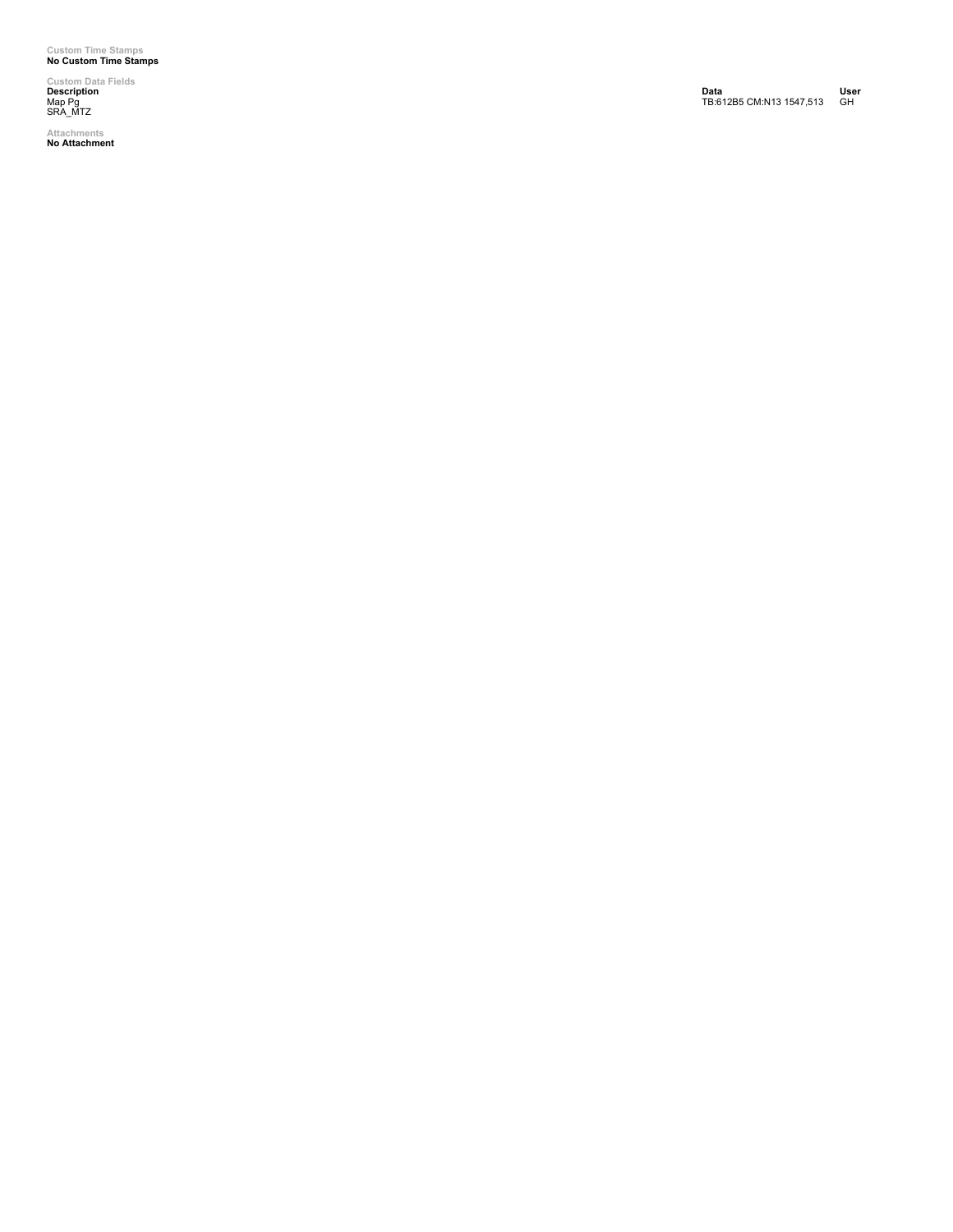Custom Time Stamps

**No Custom Time Stamps**

Custom Data Fields

| Description | Data | User |
|---|---|---|
| Map Pg | TB:612B5 CM:N13 1547,513 | GH |
| SRA_MTZ | | |

Attachments

**No Attachment**